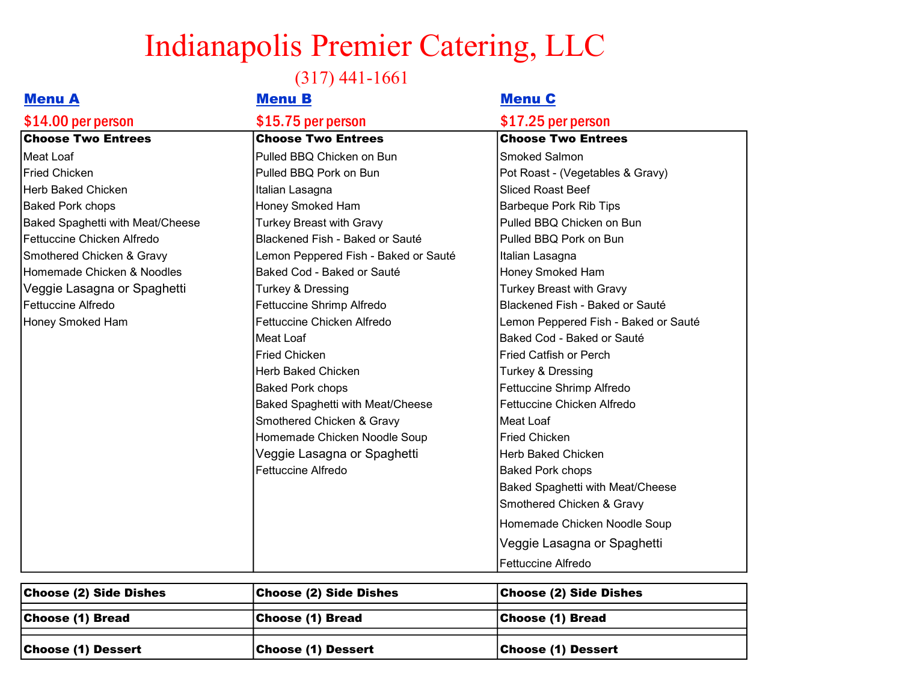# Indianapolis Premier Catering, LLC

(317) 441-1661

| Menu A | Menu B | Menu C |
|---|---|---|
| $14.00 per person | $15.75 per person | $17.25 per person |
| **Choose Two Entrees** | **Choose Two Entrees** | **Choose Two Entrees** |
| Meat Loaf | Pulled BBQ Chicken on Bun | Smoked Salmon |
| Fried Chicken | Pulled BBQ Pork on Bun | Pot Roast - (Vegetables & Gravy) |
| Herb Baked Chicken | Italian Lasagna | Sliced Roast Beef |
| Baked Pork chops | Honey Smoked Ham | Barbeque Pork Rib Tips |
| Baked Spaghetti with Meat/Cheese | Turkey Breast with Gravy | Pulled BBQ Chicken on Bun |
| Fettuccine Chicken Alfredo | Blackened Fish - Baked or Sauté | Pulled BBQ Pork on Bun |
| Smothered Chicken & Gravy | Lemon Peppered Fish - Baked or Sauté | Italian Lasagna |
| Homemade Chicken & Noodles | Baked Cod - Baked or Sauté | Honey Smoked Ham |
| Veggie Lasagna or Spaghetti | Turkey & Dressing | Turkey Breast with Gravy |
| Fettuccine Alfredo | Fettuccine Shrimp Alfredo | Blackened Fish - Baked or Sauté |
| Honey Smoked Ham | Fettuccine Chicken Alfredo | Lemon Peppered Fish - Baked or Sauté |
| | Meat Loaf | Baked Cod - Baked or Sauté |
| | Fried Chicken | Fried Catfish or Perch |
| | Herb Baked Chicken | Turkey & Dressing |
| | Baked Pork chops | Fettuccine Shrimp Alfredo |
| | Baked Spaghetti with Meat/Cheese | Fettuccine Chicken Alfredo |
| | Smothered Chicken & Gravy | Meat Loaf |
| | Homemade Chicken Noodle Soup | Fried Chicken |
| | Veggie Lasagna or Spaghetti | Herb Baked Chicken |
| | Fettuccine Alfredo | Baked Pork chops |
| | | Baked Spaghetti with Meat/Cheese |
| | | Smothered Chicken & Gravy |
| | | Homemade Chicken Noodle Soup |
| | | Veggie Lasagna or Spaghetti |
| | | Fettuccine Alfredo |

| | | |
|---|---|---|
| **Choose (2) Side Dishes** | **Choose (2) Side Dishes** | **Choose (2) Side Dishes** |
| **Choose (1) Bread** | **Choose (1) Bread** | **Choose (1) Bread** |
| **Choose (1) Dessert** | **Choose (1) Dessert** | **Choose (1) Dessert** |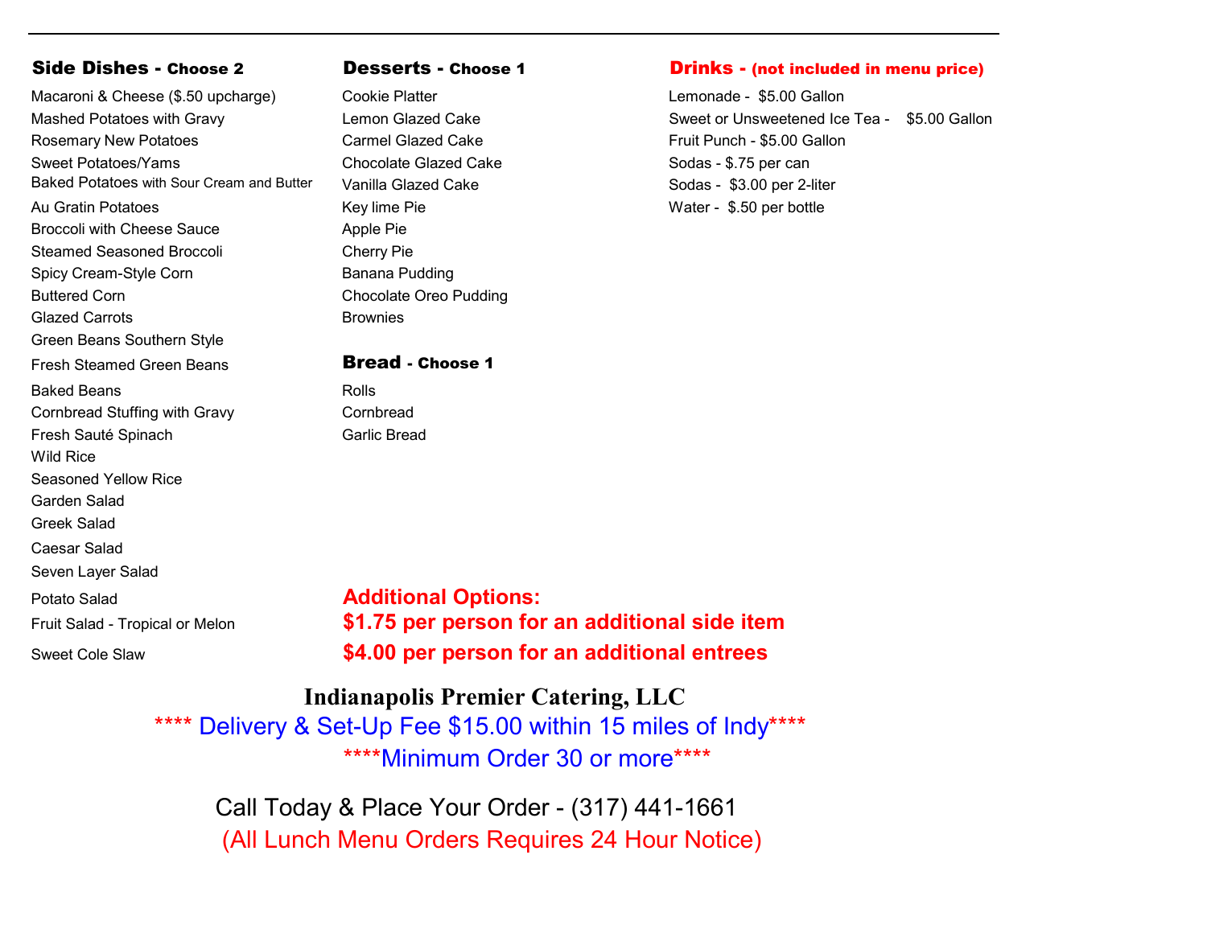## Side Dishes - Choose 2

Macaroni & Cheese ($.50 upcharge)
Mashed Potatoes with Gravy
Rosemary New Potatoes
Sweet Potatoes/Yams
Baked Potatoes with Sour Cream and Butter
Au Gratin Potatoes
Broccoli with Cheese Sauce
Steamed Seasoned Broccoli
Spicy Cream-Style Corn
Buttered Corn
Glazed Carrots
Green Beans Southern Style
Fresh Steamed Green Beans
Baked Beans
Cornbread Stuffing with Gravy
Fresh Sauté Spinach
Wild Rice
Seasoned Yellow Rice
Garden Salad
Greek Salad
Caesar Salad
Seven Layer Salad
Potato Salad
Fruit Salad - Tropical or Melon
Sweet Cole Slaw

## Desserts - Choose 1

Cookie Platter
Lemon Glazed Cake
Carmel Glazed Cake
Chocolate Glazed Cake
Vanilla Glazed Cake
Key lime Pie
Apple Pie
Cherry Pie
Banana Pudding
Chocolate Oreo Pudding
Brownies

## Bread - Choose 1

Rolls
Cornbread
Garlic Bread

## Drinks - (not included in menu price)

Lemonade - $5.00 Gallon
Sweet or Unsweetened Ice Tea - $5.00 Gallon
Fruit Punch - $5.00 Gallon
Sodas - $.75 per can
Sodas - $3.00 per 2-liter
Water - $.50 per bottle

**Additional Options:**
**$1.75 per person for an additional side item**
**$4.00 per person for an additional entrees**

**Indianapolis Premier Catering, LLC**

**** Delivery & Set-Up Fee $15.00 within 15 miles of Indy****

****Minimum Order 30 or more****

Call Today & Place Your Order - (317) 441-1661

(All Lunch Menu Orders Requires 24 Hour Notice)